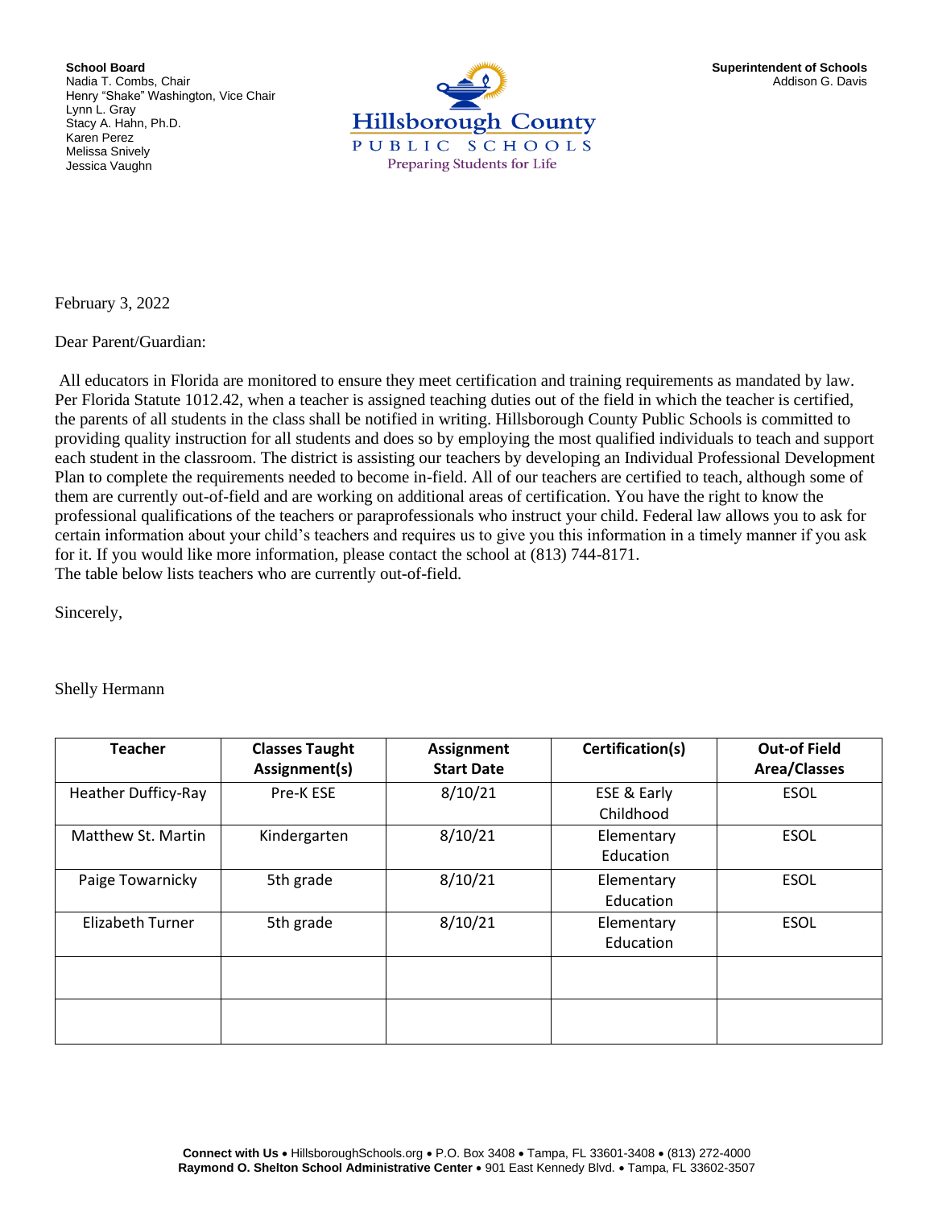**School Board**
Nadia T. Combs, Chair
Henry "Shake" Washington, Vice Chair
Lynn L. Gray
Stacy A. Hahn, Ph.D.
Karen Perez
Melissa Snively
Jessica Vaughn

Hillsborough County
PUBLIC SCHOOLS
Preparing Students for Life

**Superintendent of Schools**
Addison G. Davis

February 3, 2022

Dear Parent/Guardian:

All educators in Florida are monitored to ensure they meet certification and training requirements as mandated by law. Per Florida Statute 1012.42, when a teacher is assigned teaching duties out of the field in which the teacher is certified, the parents of all students in the class shall be notified in writing. Hillsborough County Public Schools is committed to providing quality instruction for all students and does so by employing the most qualified individuals to teach and support each student in the classroom. The district is assisting our teachers by developing an Individual Professional Development Plan to complete the requirements needed to become in-field. All of our teachers are certified to teach, although some of them are currently out-of-field and are working on additional areas of certification. You have the right to know the professional qualifications of the teachers or paraprofessionals who instruct your child. Federal law allows you to ask for certain information about your child's teachers and requires us to give you this information in a timely manner if you ask for it. If you would like more information, please contact the school at (813) 744-8171.
The table below lists teachers who are currently out-of-field.

Sincerely,

Shelly Hermann

| Teacher | Classes Taught Assignment(s) | Assignment Start Date | Certification(s) | Out-of Field Area/Classes |
|---|---|---|---|---|
| Heather Dufficy-Ray | Pre-K ESE | 8/10/21 | ESE & Early Childhood | ESOL |
| Matthew St. Martin | Kindergarten | 8/10/21 | Elementary Education | ESOL |
| Paige Towarnicky | 5th grade | 8/10/21 | Elementary Education | ESOL |
| Elizabeth Turner | 5th grade | 8/10/21 | Elementary Education | ESOL |
| | | | | |
| | | | | |

**Connect with Us** • HillsboroughSchools.org • P.O. Box 3408 • Tampa, FL 33601-3408 • (813) 272-4000
**Raymond O. Shelton School Administrative Center** • 901 East Kennedy Blvd. • Tampa, FL 33602-3507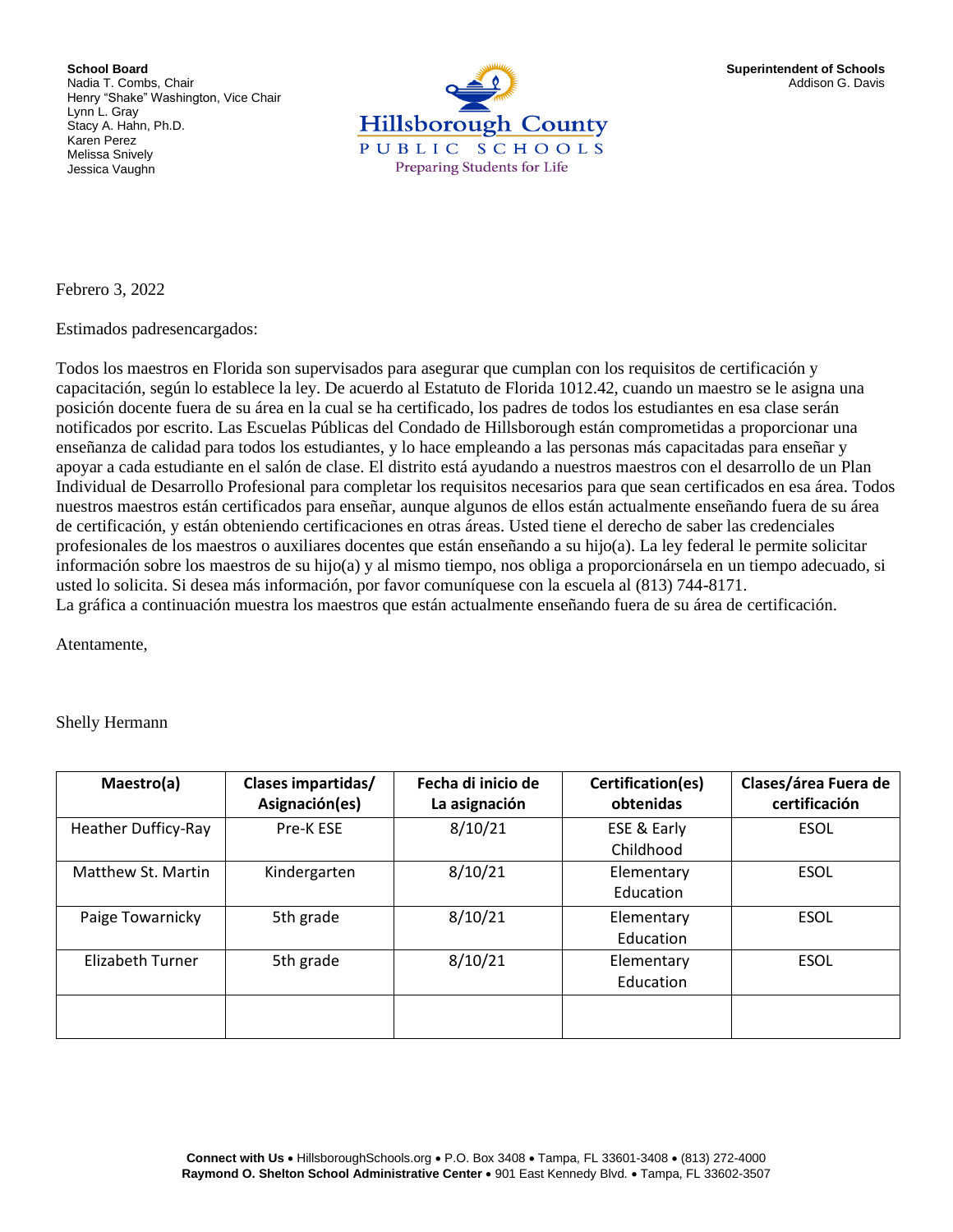**School Board**
Nadia T. Combs, Chair
Henry "Shake" Washington, Vice Chair
Lynn L. Gray
Stacy A. Hahn, Ph.D.
Karen Perez
Melissa Snively
Jessica Vaughn

Hillsborough County
PUBLIC SCHOOLS
Preparing Students for Life

**Superintendent of Schools**
Addison G. Davis

Febrero 3, 2022

Estimados padresencargados:

Todos los maestros en Florida son supervisados para asegurar que cumplan con los requisitos de certificación y capacitación, según lo establece la ley. De acuerdo al Estatuto de Florida 1012.42, cuando un maestro se le asigna una posición docente fuera de su área en la cual se ha certificado, los padres de todos los estudiantes en esa clase serán notificados por escrito. Las Escuelas Públicas del Condado de Hillsborough están comprometidas a proporcionar una enseñanza de calidad para todos los estudiantes, y lo hace empleando a las personas más capacitadas para enseñar y apoyar a cada estudiante en el salón de clase. El distrito está ayudando a nuestros maestros con el desarrollo de un Plan Individual de Desarrollo Profesional para completar los requisitos necesarios para que sean certificados en esa área. Todos nuestros maestros están certificados para enseñar, aunque algunos de ellos están actualmente enseñando fuera de su área de certificación, y están obteniendo certificaciones en otras áreas. Usted tiene el derecho de saber las credenciales profesionales de los maestros o auxiliares docentes que están enseñando a su hijo(a). La ley federal le permite solicitar información sobre los maestros de su hijo(a) y al mismo tiempo, nos obliga a proporcionársela en un tiempo adecuado, si usted lo solicita. Si desea más información, por favor comuníquese con la escuela al (813) 744-8171.
La gráfica a continuación muestra los maestros que están actualmente enseñando fuera de su área de certificación.

Atentamente,

Shelly Hermann

| Maestro(a) | Clases impartidas/ Asignación(es) | Fecha di inicio de La asignación | Certification(es) obtenidas | Clases/área Fuera de certificación |
|---|---|---|---|---|
| Heather Dufficy-Ray | Pre-K ESE | 8/10/21 | ESE & Early Childhood | ESOL |
| Matthew St. Martin | Kindergarten | 8/10/21 | Elementary Education | ESOL |
| Paige Towarnicky | 5th grade | 8/10/21 | Elementary Education | ESOL |
| Elizabeth Turner | 5th grade | 8/10/21 | Elementary Education | ESOL |
| | | | | |

**Connect with Us** • HillsboroughSchools.org • P.O. Box 3408 • Tampa, FL 33601-3408 • (813) 272-4000
**Raymond O. Shelton School Administrative Center** • 901 East Kennedy Blvd. • Tampa, FL 33602-3507